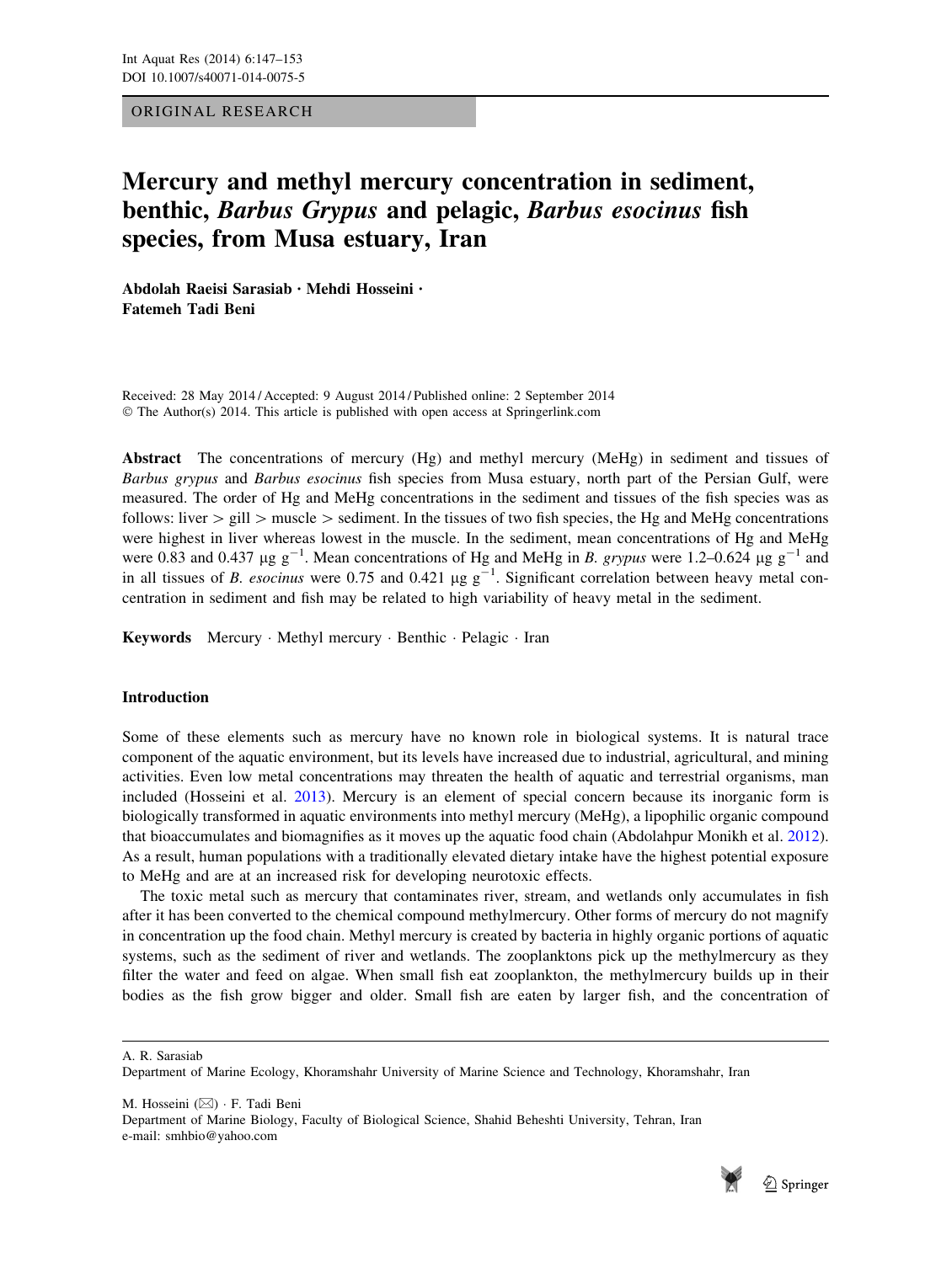ORIGINAL RESEARCH

# Mercury and methyl mercury concentration in sediment, benthic, *Barbus Grypus* and pelagic, *Barbus esocinus* fish species, from Musa estuary, Iran

**Abdolah Raeisi Sarasiab · Mehdi Hosseini · Fatemeh Tadi Beni**

Received: 28 May 2014 / Accepted: 9 August 2014 / Published online: 2 September 2014
© The Author(s) 2014. This article is published with open access at Springerlink.com

**Abstract** The concentrations of mercury (Hg) and methyl mercury (MeHg) in sediment and tissues of *Barbus grypus* and *Barbus esocinus* fish species from Musa estuary, north part of the Persian Gulf, were measured. The order of Hg and MeHg concentrations in the sediment and tissues of the fish species was as follows: liver > gill > muscle > sediment. In the tissues of two fish species, the Hg and MeHg concentrations were highest in liver whereas lowest in the muscle. In the sediment, mean concentrations of Hg and MeHg were 0.83 and 0.437 μg $g^{-1}$. Mean concentrations of Hg and MeHg in *B. grypus* were 1.2–0.624 μg $g^{-1}$ and in all tissues of *B. esocinus* were 0.75 and 0.421 μg $g^{-1}$. Significant correlation between heavy metal concentration in sediment and fish may be related to high variability of heavy metal in the sediment.

**Keywords** Mercury · Methyl mercury · Benthic · Pelagic · Iran

## Introduction

Some of these elements such as mercury have no known role in biological systems. It is natural trace component of the aquatic environment, but its levels have increased due to industrial, agricultural, and mining activities. Even low metal concentrations may threaten the health of aquatic and terrestrial organisms, man included (Hosseini et al. 2013). Mercury is an element of special concern because its inorganic form is biologically transformed in aquatic environments into methyl mercury (MeHg), a lipophilic organic compound that bioaccumulates and biomagnifies as it moves up the aquatic food chain (Abdolahpur Monikh et al. 2012). As a result, human populations with a traditionally elevated dietary intake have the highest potential exposure to MeHg and are at an increased risk for developing neurotoxic effects.

The toxic metal such as mercury that contaminates river, stream, and wetlands only accumulates in fish after it has been converted to the chemical compound methylmercury. Other forms of mercury do not magnify in concentration up the food chain. Methyl mercury is created by bacteria in highly organic portions of aquatic systems, such as the sediment of river and wetlands. The zooplanktons pick up the methylmercury as they filter the water and feed on algae. When small fish eat zooplankton, the methylmercury builds up in their bodies as the fish grow bigger and older. Small fish are eaten by larger fish, and the concentration of

---

A. R. Sarasiab
Department of Marine Ecology, Khoramshahr University of Marine Science and Technology, Khoramshahr, Iran

M. Hosseini (✉) · F. Tadi Beni
Department of Marine Biology, Faculty of Biological Science, Shahid Beheshti University, Tehran, Iran
e-mail: smhbio@yahoo.com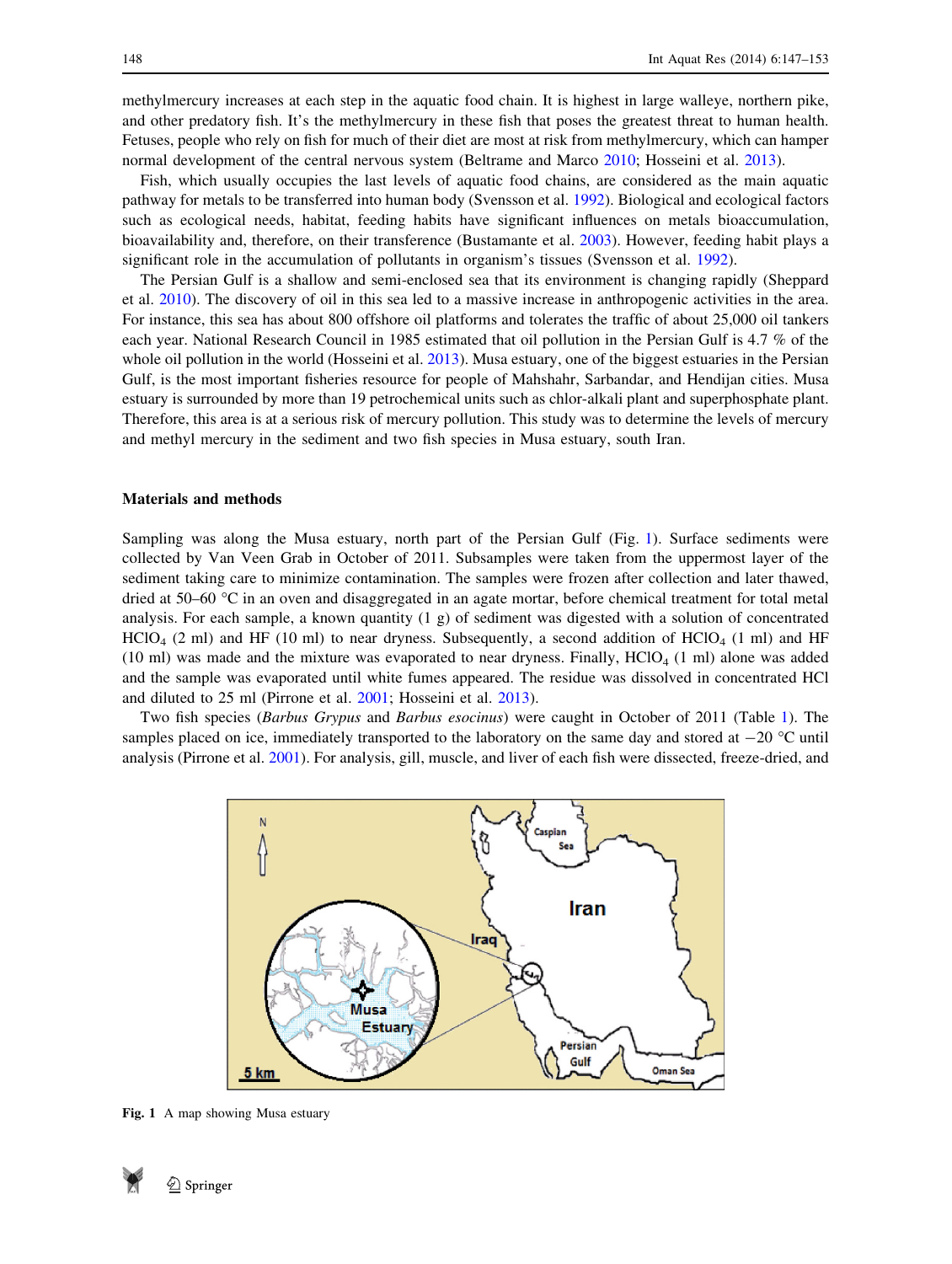methylmercury increases at each step in the aquatic food chain. It is highest in large walleye, northern pike, and other predatory fish. It's the methylmercury in these fish that poses the greatest threat to human health. Fetuses, people who rely on fish for much of their diet are most at risk from methylmercury, which can hamper normal development of the central nervous system (Beltrame and Marco 2010; Hosseini et al. 2013).

Fish, which usually occupies the last levels of aquatic food chains, are considered as the main aquatic pathway for metals to be transferred into human body (Svensson et al. 1992). Biological and ecological factors such as ecological needs, habitat, feeding habits have significant influences on metals bioaccumulation, bioavailability and, therefore, on their transference (Bustamante et al. 2003). However, feeding habit plays a significant role in the accumulation of pollutants in organism's tissues (Svensson et al. 1992).

The Persian Gulf is a shallow and semi-enclosed sea that its environment is changing rapidly (Sheppard et al. 2010). The discovery of oil in this sea led to a massive increase in anthropogenic activities in the area. For instance, this sea has about 800 offshore oil platforms and tolerates the traffic of about 25,000 oil tankers each year. National Research Council in 1985 estimated that oil pollution in the Persian Gulf is 4.7 % of the whole oil pollution in the world (Hosseini et al. 2013). Musa estuary, one of the biggest estuaries in the Persian Gulf, is the most important fisheries resource for people of Mahshahr, Sarbandar, and Hendijan cities. Musa estuary is surrounded by more than 19 petrochemical units such as chlor-alkali plant and superphosphate plant. Therefore, this area is at a serious risk of mercury pollution. This study was to determine the levels of mercury and methyl mercury in the sediment and two fish species in Musa estuary, south Iran.

## Materials and methods

Sampling was along the Musa estuary, north part of the Persian Gulf (Fig. 1). Surface sediments were collected by Van Veen Grab in October of 2011. Subsamples were taken from the uppermost layer of the sediment taking care to minimize contamination. The samples were frozen after collection and later thawed, dried at 50–60 °C in an oven and disaggregated in an agate mortar, before chemical treatment for total metal analysis. For each sample, a known quantity (1 g) of sediment was digested with a solution of concentrated $HClO_4$ (2 ml) and HF (10 ml) to near dryness. Subsequently, a second addition of $HClO_4$ (1 ml) and HF (10 ml) was made and the mixture was evaporated to near dryness. Finally, $HClO_4$ (1 ml) alone was added and the sample was evaporated until white fumes appeared. The residue was dissolved in concentrated HCl and diluted to 25 ml (Pirrone et al. 2001; Hosseini et al. 2013).

Two fish species (*Barbus Grypus* and *Barbus esocinus*) were caught in October of 2011 (Table 1). The samples placed on ice, immediately transported to the laboratory on the same day and stored at −20 °C until analysis (Pirrone et al. 2001). For analysis, gill, muscle, and liver of each fish were dissected, freeze-dried, and

Fig. 1 A map showing Musa estuary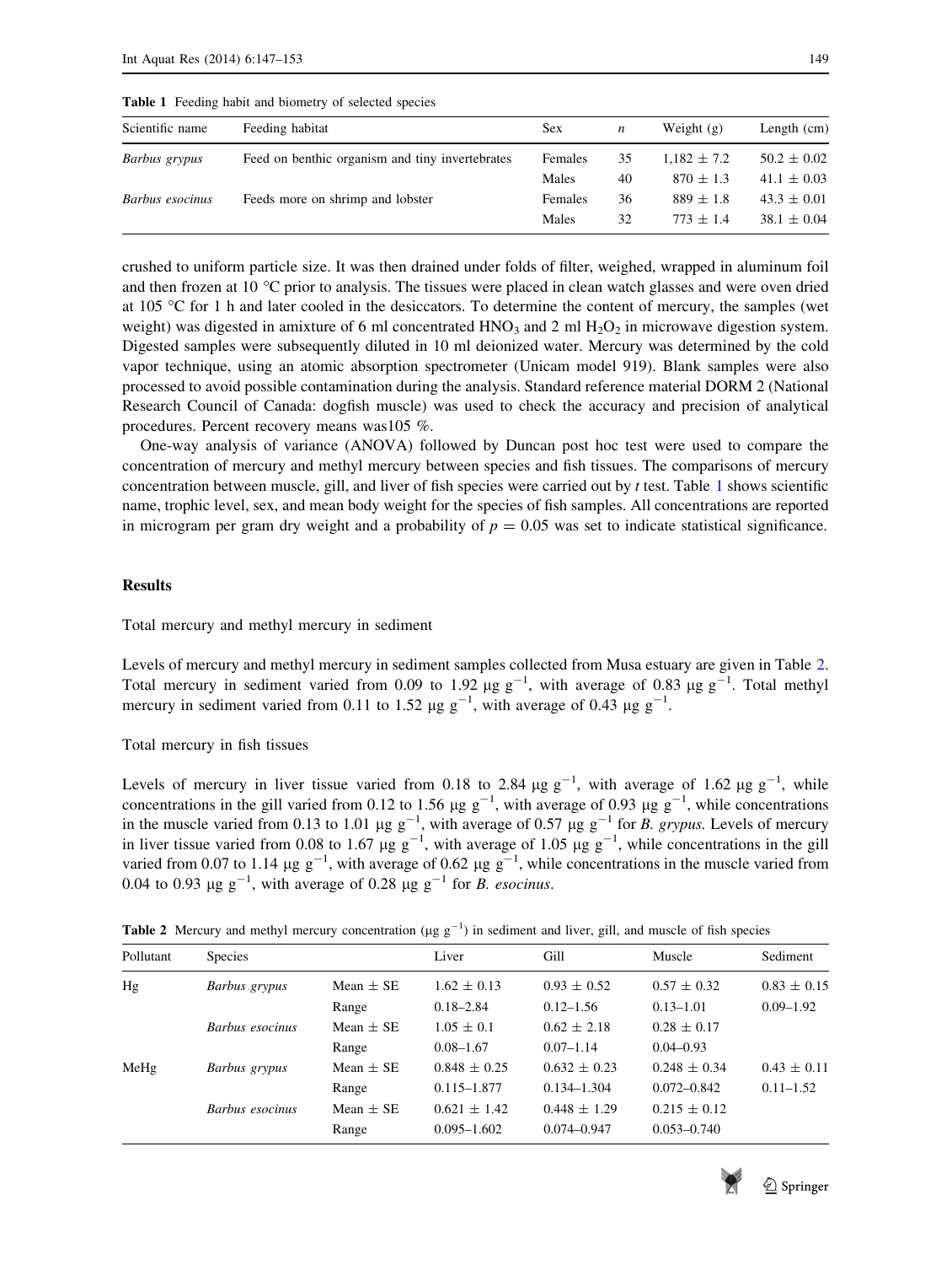**Table 1** Feeding habit and biometry of selected species

| Scientific name | Feeding habitat | Sex | *n* | Weight (g) | Length (cm) |
|---|---|---|---|---|---|
| *Barbus grypus* | Feed on benthic organism and tiny invertebrates | Females | 35 | 1,182 ± 7.2 | 50.2 ± 0.02 |
| | | Males | 40 | 870 ± 1.3 | 41.1 ± 0.03 |
| *Barbus esocinus* | Feeds more on shrimp and lobster | Females | 36 | 889 ± 1.8 | 43.3 ± 0.01 |
| | | Males | 32 | 773 ± 1.4 | 38.1 ± 0.04 |

crushed to uniform particle size. It was then drained under folds of filter, weighed, wrapped in aluminum foil and then frozen at 10 °C prior to analysis. The tissues were placed in clean watch glasses and were oven dried at 105 °C for 1 h and later cooled in the desiccators. To determine the content of mercury, the samples (wet weight) was digested in amixture of 6 ml concentrated $HNO_3$ and 2 ml $H_2O_2$ in microwave digestion system. Digested samples were subsequently diluted in 10 ml deionized water. Mercury was determined by the cold vapor technique, using an atomic absorption spectrometer (Unicam model 919). Blank samples were also processed to avoid possible contamination during the analysis. Standard reference material DORM 2 (National Research Council of Canada: dogfish muscle) was used to check the accuracy and precision of analytical procedures. Percent recovery means was105 %.

One-way analysis of variance (ANOVA) followed by Duncan post hoc test were used to compare the concentration of mercury and methyl mercury between species and fish tissues. The comparisons of mercury concentration between muscle, gill, and liver of fish species were carried out by *t* test. Table 1 shows scientific name, trophic level, sex, and mean body weight for the species of fish samples. All concentrations are reported in microgram per gram dry weight and a probability of $p = 0.05$ was set to indicate statistical significance.

## Results

### Total mercury and methyl mercury in sediment

Levels of mercury and methyl mercury in sediment samples collected from Musa estuary are given in Table 2. Total mercury in sediment varied from 0.09 to 1.92 μg $g^{-1}$, with average of 0.83 μg $g^{-1}$. Total methyl mercury in sediment varied from 0.11 to 1.52 μg $g^{-1}$, with average of 0.43 μg $g^{-1}$.

### Total mercury in fish tissues

Levels of mercury in liver tissue varied from 0.18 to 2.84 μg $g^{-1}$, with average of 1.62 μg $g^{-1}$, while concentrations in the gill varied from 0.12 to 1.56 μg $g^{-1}$, with average of 0.93 μg $g^{-1}$, while concentrations in the muscle varied from 0.13 to 1.01 μg $g^{-1}$, with average of 0.57 μg $g^{-1}$ for *B. grypus.* Levels of mercury in liver tissue varied from 0.08 to 1.67 μg $g^{-1}$, with average of 1.05 μg $g^{-1}$, while concentrations in the gill varied from 0.07 to 1.14 μg $g^{-1}$, with average of 0.62 μg $g^{-1}$, while concentrations in the muscle varied from 0.04 to 0.93 μg $g^{-1}$, with average of 0.28 μg $g^{-1}$ for *B. esocinus*.

**Table 2** Mercury and methyl mercury concentration (μg $g^{-1}$) in sediment and liver, gill, and muscle of fish species

| Pollutant | Species | | Liver | Gill | Muscle | Sediment |
|---|---|---|---|---|---|---|
| Hg | *Barbus grypus* | Mean ± SE | 1.62 ± 0.13 | 0.93 ± 0.52 | 0.57 ± 0.32 | 0.83 ± 0.15 |
| | | Range | 0.18–2.84 | 0.12–1.56 | 0.13–1.01 | 0.09–1.92 |
| | *Barbus esocinus* | Mean ± SE | 1.05 ± 0.1 | 0.62 ± 2.18 | 0.28 ± 0.17 | |
| | | Range | 0.08–1.67 | 0.07–1.14 | 0.04–0.93 | |
| MeHg | *Barbus grypus* | Mean ± SE | 0.848 ± 0.25 | 0.632 ± 0.23 | 0.248 ± 0.34 | 0.43 ± 0.11 |
| | | Range | 0.115–1.877 | 0.134–1.304 | 0.072–0.842 | 0.11–1.52 |
| | *Barbus esocinus* | Mean ± SE | 0.621 ± 1.42 | 0.448 ± 1.29 | 0.215 ± 0.12 | |
| | | Range | 0.095–1.602 | 0.074–0.947 | 0.053–0.740 | |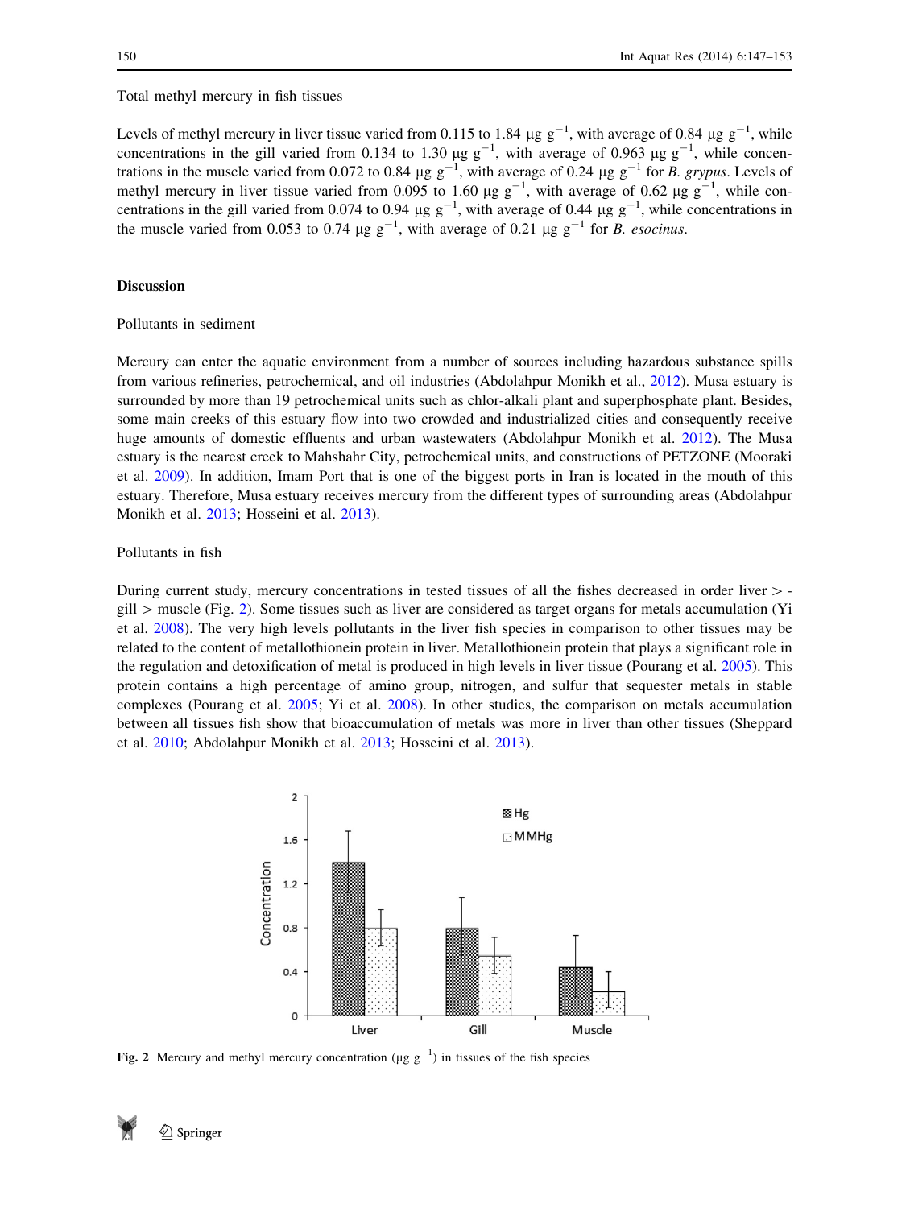Total methyl mercury in fish tissues

Levels of methyl mercury in liver tissue varied from 0.115 to 1.84 μg $g^{-1}$, with average of 0.84 μg $g^{-1}$, while concentrations in the gill varied from 0.134 to 1.30 μg $g^{-1}$, with average of 0.963 μg $g^{-1}$, while concentrations in the muscle varied from 0.072 to 0.84 μg $g^{-1}$, with average of 0.24 μg $g^{-1}$ for *B. grypus*. Levels of methyl mercury in liver tissue varied from 0.095 to 1.60 μg $g^{-1}$, with average of 0.62 μg $g^{-1}$, while concentrations in the gill varied from 0.074 to 0.94 μg $g^{-1}$, with average of 0.44 μg $g^{-1}$, while concentrations in the muscle varied from 0.053 to 0.74 μg $g^{-1}$, with average of 0.21 μg $g^{-1}$ for *B. esocinus*.

## Discussion

### Pollutants in sediment

Mercury can enter the aquatic environment from a number of sources including hazardous substance spills from various refineries, petrochemical, and oil industries (Abdolahpur Monikh et al., 2012). Musa estuary is surrounded by more than 19 petrochemical units such as chlor-alkali plant and superphosphate plant. Besides, some main creeks of this estuary flow into two crowded and industrialized cities and consequently receive huge amounts of domestic effluents and urban wastewaters (Abdolahpur Monikh et al. 2012). The Musa estuary is the nearest creek to Mahshahr City, petrochemical units, and constructions of PETZONE (Mooraki et al. 2009). In addition, Imam Port that is one of the biggest ports in Iran is located in the mouth of this estuary. Therefore, Musa estuary receives mercury from the different types of surrounding areas (Abdolahpur Monikh et al. 2013; Hosseini et al. 2013).

### Pollutants in fish

During current study, mercury concentrations in tested tissues of all the fishes decreased in order liver > gill > muscle (Fig. 2). Some tissues such as liver are considered as target organs for metals accumulation (Yi et al. 2008). The very high levels pollutants in the liver fish species in comparison to other tissues may be related to the content of metallothionein protein in liver. Metallothionein protein that plays a significant role in the regulation and detoxification of metal is produced in high levels in liver tissue (Pourang et al. 2005). This protein contains a high percentage of amino group, nitrogen, and sulfur that sequester metals in stable complexes (Pourang et al. 2005; Yi et al. 2008). In other studies, the comparison on metals accumulation between all tissues fish show that bioaccumulation of metals was more in liver than other tissues (Sheppard et al. 2010; Abdolahpur Monikh et al. 2013; Hosseini et al. 2013).

**Fig. 2** Mercury and methyl mercury concentration (μg $g^{-1}$) in tissues of the fish species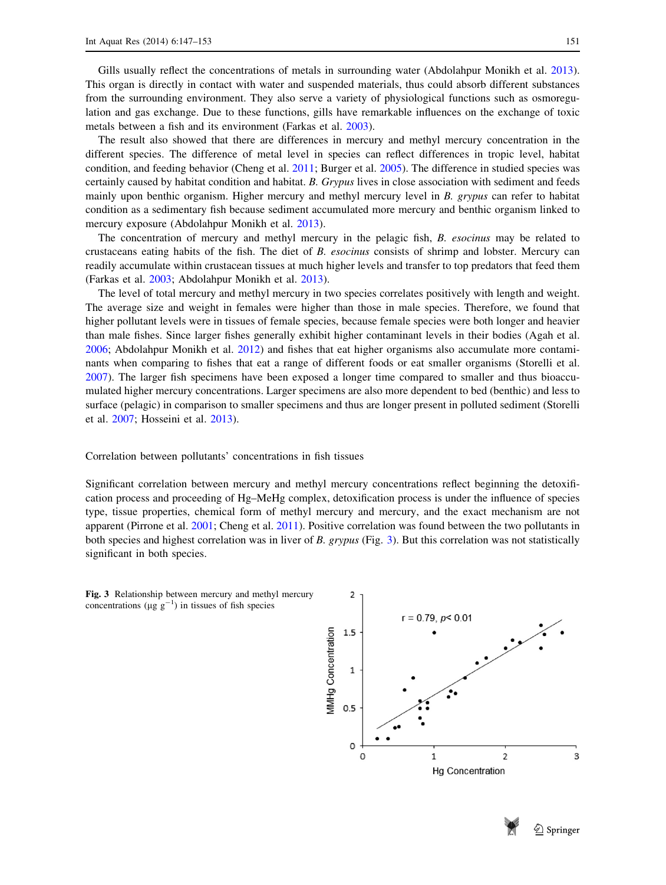Gills usually reflect the concentrations of metals in surrounding water (Abdolahpur Monikh et al. 2013). This organ is directly in contact with water and suspended materials, thus could absorb different substances from the surrounding environment. They also serve a variety of physiological functions such as osmoregulation and gas exchange. Due to these functions, gills have remarkable influences on the exchange of toxic metals between a fish and its environment (Farkas et al. 2003).

The result also showed that there are differences in mercury and methyl mercury concentration in the different species. The difference of metal level in species can reflect differences in tropic level, habitat condition, and feeding behavior (Cheng et al. 2011; Burger et al. 2005). The difference in studied species was certainly caused by habitat condition and habitat. *B. Grypus* lives in close association with sediment and feeds mainly upon benthic organism. Higher mercury and methyl mercury level in *B. grypus* can refer to habitat condition as a sedimentary fish because sediment accumulated more mercury and benthic organism linked to mercury exposure (Abdolahpur Monikh et al. 2013).

The concentration of mercury and methyl mercury in the pelagic fish, *B. esocinus* may be related to crustaceans eating habits of the fish. The diet of *B. esocinus* consists of shrimp and lobster. Mercury can readily accumulate within crustacean tissues at much higher levels and transfer to top predators that feed them (Farkas et al. 2003; Abdolahpur Monikh et al. 2013).

The level of total mercury and methyl mercury in two species correlates positively with length and weight. The average size and weight in females were higher than those in male species. Therefore, we found that higher pollutant levels were in tissues of female species, because female species were both longer and heavier than male fishes. Since larger fishes generally exhibit higher contaminant levels in their bodies (Agah et al. 2006; Abdolahpur Monikh et al. 2012) and fishes that eat higher organisms also accumulate more contaminants when comparing to fishes that eat a range of different foods or eat smaller organisms (Storelli et al. 2007). The larger fish specimens have been exposed a longer time compared to smaller and thus bioaccumulated higher mercury concentrations. Larger specimens are also more dependent to bed (benthic) and less to surface (pelagic) in comparison to smaller specimens and thus are longer present in polluted sediment (Storelli et al. 2007; Hosseini et al. 2013).

### Correlation between pollutants' concentrations in fish tissues

Significant correlation between mercury and methyl mercury concentrations reflect beginning the detoxification process and proceeding of Hg–MeHg complex, detoxification process is under the influence of species type, tissue properties, chemical form of methyl mercury and mercury, and the exact mechanism are not apparent (Pirrone et al. 2001; Cheng et al. 2011). Positive correlation was found between the two pollutants in both species and highest correlation was in liver of *B. grypus* (Fig. 3). But this correlation was not statistically significant in both species.

**Fig. 3** Relationship between mercury and methyl mercury concentrations (μg $g^{-1}$) in tissues of fish species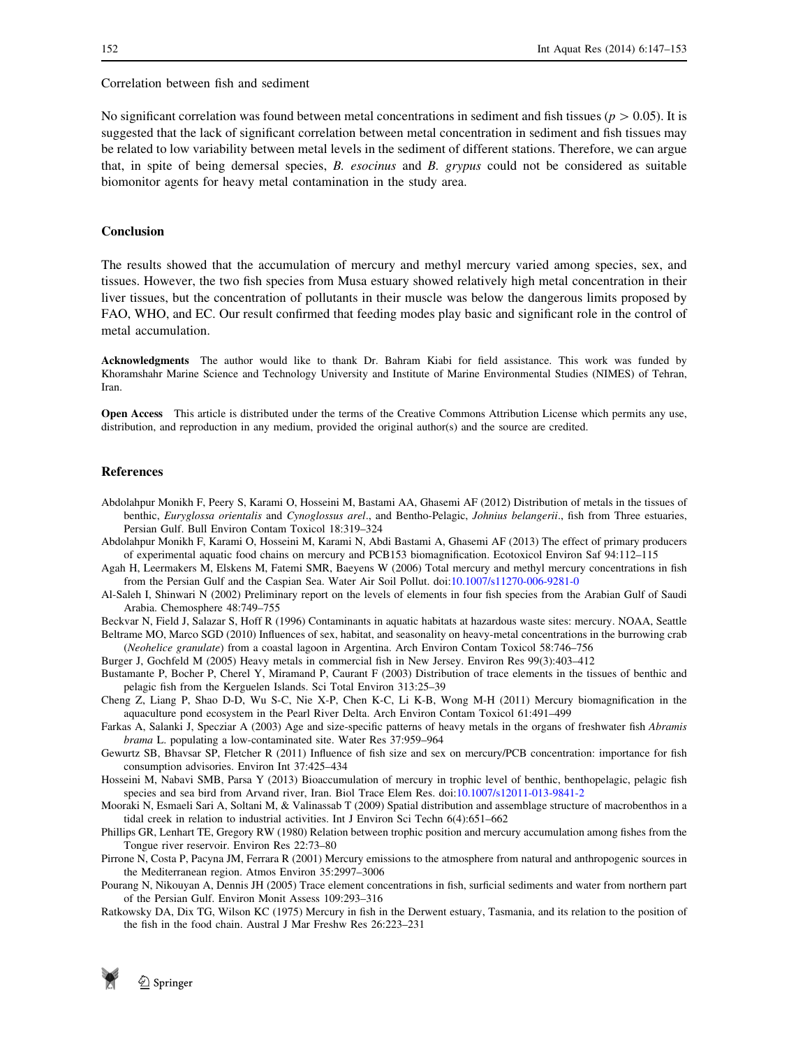Correlation between fish and sediment

No significant correlation was found between metal concentrations in sediment and fish tissues ($p > 0.05$). It is suggested that the lack of significant correlation between metal concentration in sediment and fish tissues may be related to low variability between metal levels in the sediment of different stations. Therefore, we can argue that, in spite of being demersal species, *B. esocinus* and *B. grypus* could not be considered as suitable biomonitor agents for heavy metal contamination in the study area.

## Conclusion

The results showed that the accumulation of mercury and methyl mercury varied among species, sex, and tissues. However, the two fish species from Musa estuary showed relatively high metal concentration in their liver tissues, but the concentration of pollutants in their muscle was below the dangerous limits proposed by FAO, WHO, and EC. Our result confirmed that feeding modes play basic and significant role in the control of metal accumulation.

**Acknowledgments** The author would like to thank Dr. Bahram Kiabi for field assistance. This work was funded by Khoramshahr Marine Science and Technology University and Institute of Marine Environmental Studies (NIMES) of Tehran, Iran.

**Open Access** This article is distributed under the terms of the Creative Commons Attribution License which permits any use, distribution, and reproduction in any medium, provided the original author(s) and the source are credited.

## References

Abdolahpur Monikh F, Peery S, Karami O, Hosseini M, Bastami AA, Ghasemi AF (2012) Distribution of metals in the tissues of benthic, *Euryglossa orientalis* and *Cynoglossus arel*., and Bentho-Pelagic, *Johnius belangerii*., fish from Three estuaries, Persian Gulf. Bull Environ Contam Toxicol 18:319–324

Abdolahpur Monikh F, Karami O, Hosseini M, Karami N, Abdi Bastami A, Ghasemi AF (2013) The effect of primary producers of experimental aquatic food chains on mercury and PCB153 biomagnification. Ecotoxicol Environ Saf 94:112–115

Agah H, Leermakers M, Elskens M, Fatemi SMR, Baeyens W (2006) Total mercury and methyl mercury concentrations in fish from the Persian Gulf and the Caspian Sea. Water Air Soil Pollut. doi:10.1007/s11270-006-9281-0

Al-Saleh I, Shinwari N (2002) Preliminary report on the levels of elements in four fish species from the Arabian Gulf of Saudi Arabia. Chemosphere 48:749–755

Beckvar N, Field J, Salazar S, Hoff R (1996) Contaminants in aquatic habitats at hazardous waste sites: mercury. NOAA, Seattle

Beltrame MO, Marco SGD (2010) Influences of sex, habitat, and seasonality on heavy-metal concentrations in the burrowing crab (*Neohelice granulate*) from a coastal lagoon in Argentina. Arch Environ Contam Toxicol 58:746–756

Burger J, Gochfeld M (2005) Heavy metals in commercial fish in New Jersey. Environ Res 99(3):403–412

Bustamante P, Bocher P, Cherel Y, Miramand P, Caurant F (2003) Distribution of trace elements in the tissues of benthic and pelagic fish from the Kerguelen Islands. Sci Total Environ 313:25–39

Cheng Z, Liang P, Shao D-D, Wu S-C, Nie X-P, Chen K-C, Li K-B, Wong M-H (2011) Mercury biomagnification in the aquaculture pond ecosystem in the Pearl River Delta. Arch Environ Contam Toxicol 61:491–499

Farkas A, Salanki J, Specziar A (2003) Age and size-specific patterns of heavy metals in the organs of freshwater fish *Abramis brama* L. populating a low-contaminated site. Water Res 37:959–964

Gewurtz SB, Bhavsar SP, Fletcher R (2011) Influence of fish size and sex on mercury/PCB concentration: importance for fish consumption advisories. Environ Int 37:425–434

Hosseini M, Nabavi SMB, Parsa Y (2013) Bioaccumulation of mercury in trophic level of benthic, benthopelagic, pelagic fish species and sea bird from Arvand river, Iran. Biol Trace Elem Res. doi:10.1007/s12011-013-9841-2

Mooraki N, Esmaeli Sari A, Soltani M, & Valinassab T (2009) Spatial distribution and assemblage structure of macrobenthos in a tidal creek in relation to industrial activities. Int J Environ Sci Techn 6(4):651–662

Phillips GR, Lenhart TE, Gregory RW (1980) Relation between trophic position and mercury accumulation among fishes from the Tongue river reservoir. Environ Res 22:73–80

Pirrone N, Costa P, Pacyna JM, Ferrara R (2001) Mercury emissions to the atmosphere from natural and anthropogenic sources in the Mediterranean region. Atmos Environ 35:2997–3006

Pourang N, Nikouyan A, Dennis JH (2005) Trace element concentrations in fish, surficial sediments and water from northern part of the Persian Gulf. Environ Monit Assess 109:293–316

Ratkowsky DA, Dix TG, Wilson KC (1975) Mercury in fish in the Derwent estuary, Tasmania, and its relation to the position of the fish in the food chain. Austral J Mar Freshw Res 26:223–231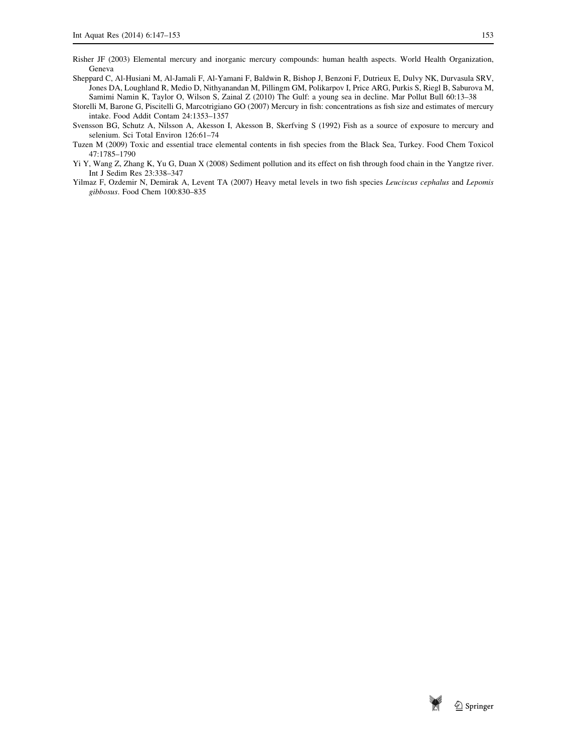Risher JF (2003) Elemental mercury and inorganic mercury compounds: human health aspects. World Health Organization, Geneva

Sheppard C, Al-Husiani M, Al-Jamali F, Al-Yamani F, Baldwin R, Bishop J, Benzoni F, Dutrieux E, Dulvy NK, Durvasula SRV, Jones DA, Loughland R, Medio D, Nithyanandan M, Pillingm GM, Polikarpov I, Price ARG, Purkis S, Riegl B, Saburova M, Samimi Namin K, Taylor O, Wilson S, Zainal Z (2010) The Gulf: a young sea in decline. Mar Pollut Bull 60:13–38

Storelli M, Barone G, Piscitelli G, Marcotrigiano GO (2007) Mercury in fish: concentrations as fish size and estimates of mercury intake. Food Addit Contam 24:1353–1357

Svensson BG, Schutz A, Nilsson A, Akesson I, Akesson B, Skerfving S (1992) Fish as a source of exposure to mercury and selenium. Sci Total Environ 126:61–74

Tuzen M (2009) Toxic and essential trace elemental contents in fish species from the Black Sea, Turkey. Food Chem Toxicol 47:1785–1790

Yi Y, Wang Z, Zhang K, Yu G, Duan X (2008) Sediment pollution and its effect on fish through food chain in the Yangtze river. Int J Sedim Res 23:338–347

Yilmaz F, Ozdemir N, Demirak A, Levent TA (2007) Heavy metal levels in two fish species *Leuciscus cephalus* and *Lepomis gibbosus*. Food Chem 100:830–835